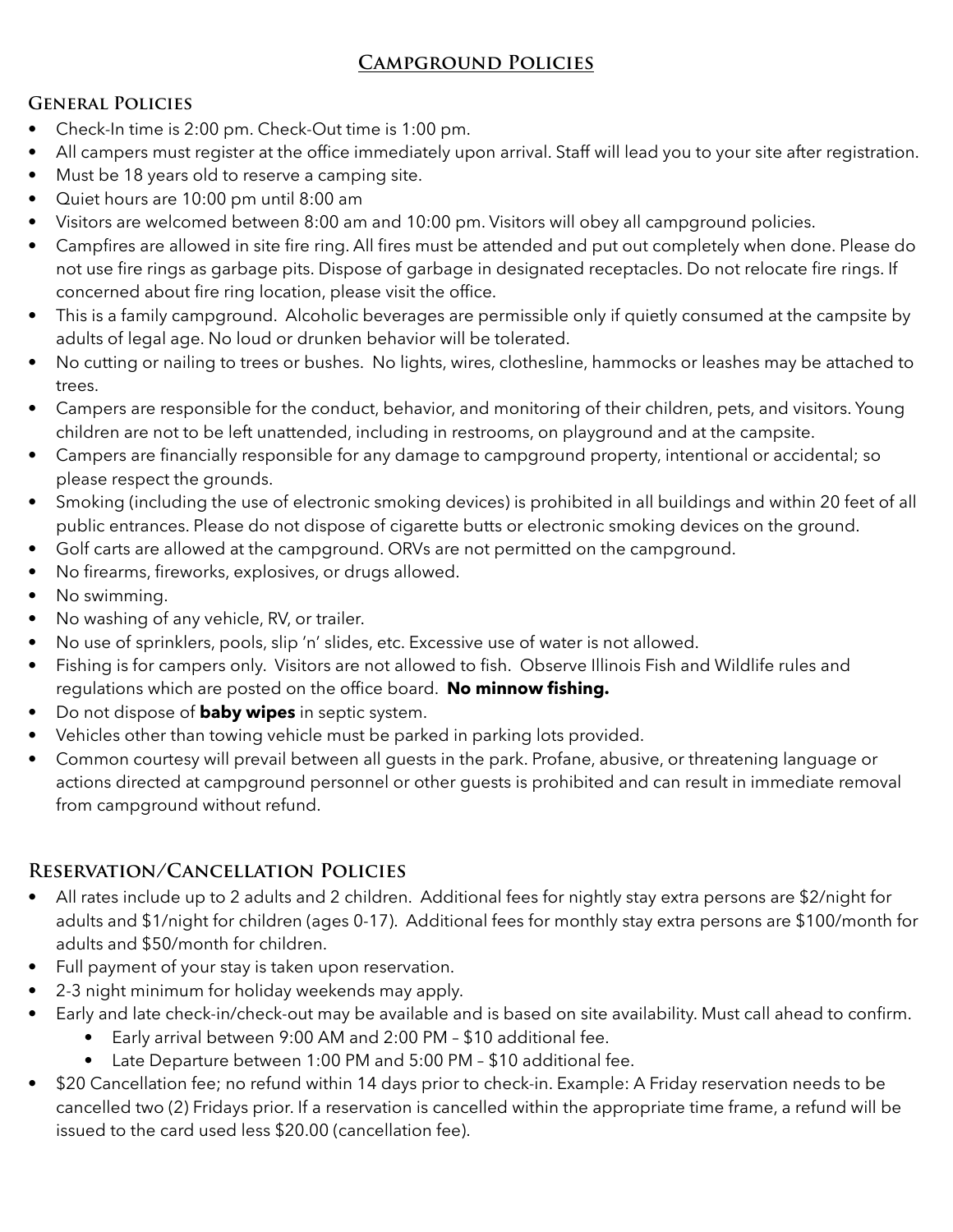# Campground Policies

## General Policies

- Check-In time is 2:00 pm. Check-Out time is 1:00 pm.
- All campers must register at the office immediately upon arrival. Staff will lead you to your site after registration.
- Must be 18 years old to reserve a camping site.
- Quiet hours are 10:00 pm until 8:00 am
- Visitors are welcomed between 8:00 am and 10:00 pm. Visitors will obey all campground policies.
- Campfires are allowed in site fire ring. All fires must be attended and put out completely when done. Please do not use fire rings as garbage pits. Dispose of garbage in designated receptacles. Do not relocate fire rings. If concerned about fire ring location, please visit the office.
- This is a family campground. Alcoholic beverages are permissible only if quietly consumed at the campsite by adults of legal age. No loud or drunken behavior will be tolerated.
- No cutting or nailing to trees or bushes. No lights, wires, clothesline, hammocks or leashes may be attached to trees.
- Campers are responsible for the conduct, behavior, and monitoring of their children, pets, and visitors. Young children are not to be left unattended, including in restrooms, on playground and at the campsite.
- Campers are financially responsible for any damage to campground property, intentional or accidental; so please respect the grounds.
- Smoking (including the use of electronic smoking devices) is prohibited in all buildings and within 20 feet of all public entrances. Please do not dispose of cigarette butts or electronic smoking devices on the ground.
- Golf carts are allowed at the campground. ORVs are not permitted on the campground.
- No firearms, fireworks, explosives, or drugs allowed.
- No swimming.
- No washing of any vehicle, RV, or trailer.
- No use of sprinklers, pools, slip 'n' slides, etc. Excessive use of water is not allowed.
- Fishing is for campers only. Visitors are not allowed to fish. Observe Illinois Fish and Wildlife rules and regulations which are posted on the office board. **No minnow fishing.**
- Do not dispose of **baby wipes** in septic system.
- Vehicles other than towing vehicle must be parked in parking lots provided.
- Common courtesy will prevail between all guests in the park. Profane, abusive, or threatening language or actions directed at campground personnel or other guests is prohibited and can result in immediate removal from campground without refund.

## Reservation/Cancellation Policies

- All rates include up to 2 adults and 2 children. Additional fees for nightly stay extra persons are $2/night for adults and $1/night for children (ages 0-17). Additional fees for monthly stay extra persons are $100/month for adults and $50/month for children.
- Full payment of your stay is taken upon reservation.
- 2-3 night minimum for holiday weekends may apply.
- Early and late check-in/check-out may be available and is based on site availability. Must call ahead to confirm.
  - Early arrival between 9:00 AM and 2:00 PM – $10 additional fee.
  - Late Departure between 1:00 PM and 5:00 PM – $10 additional fee.
- $20 Cancellation fee; no refund within 14 days prior to check-in. Example: A Friday reservation needs to be cancelled two (2) Fridays prior. If a reservation is cancelled within the appropriate time frame, a refund will be issued to the card used less $20.00 (cancellation fee).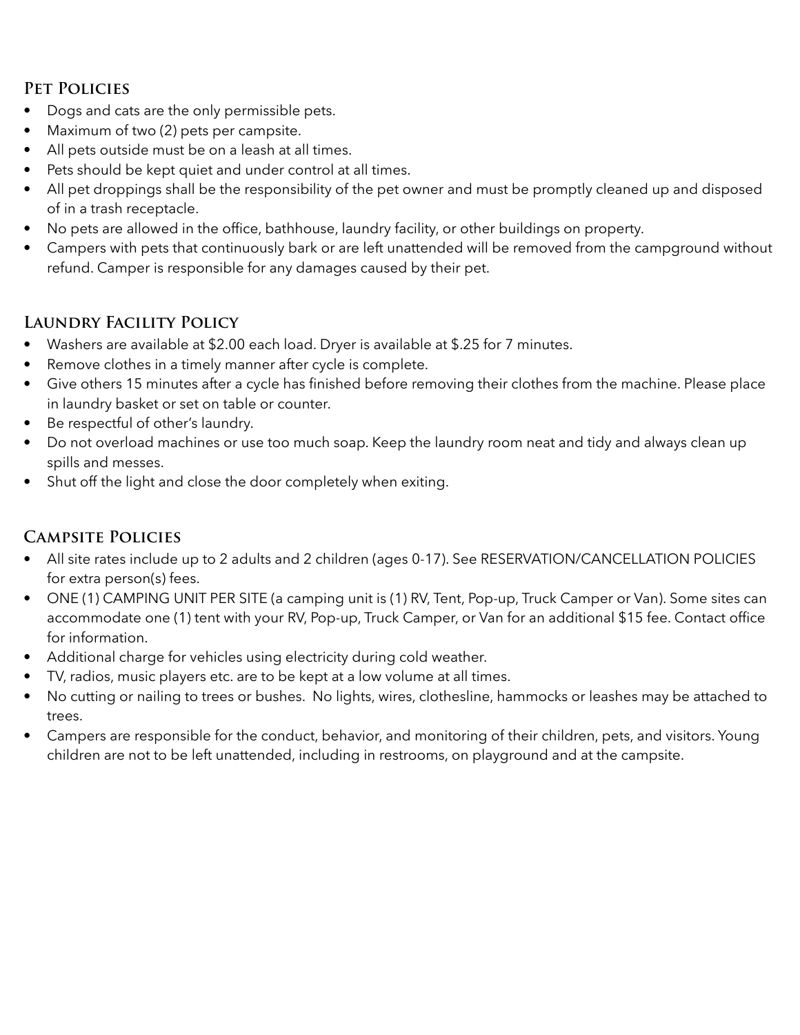## Pet Policies

- Dogs and cats are the only permissible pets.
- Maximum of two (2) pets per campsite.
- All pets outside must be on a leash at all times.
- Pets should be kept quiet and under control at all times.
- All pet droppings shall be the responsibility of the pet owner and must be promptly cleaned up and disposed of in a trash receptacle.
- No pets are allowed in the office, bathhouse, laundry facility, or other buildings on property.
- Campers with pets that continuously bark or are left unattended will be removed from the campground without refund. Camper is responsible for any damages caused by their pet.

## Laundry Facility Policy

- Washers are available at $2.00 each load. Dryer is available at $.25 for 7 minutes.
- Remove clothes in a timely manner after cycle is complete.
- Give others 15 minutes after a cycle has finished before removing their clothes from the machine. Please place in laundry basket or set on table or counter.
- Be respectful of other's laundry.
- Do not overload machines or use too much soap. Keep the laundry room neat and tidy and always clean up spills and messes.
- Shut off the light and close the door completely when exiting.

## Campsite Policies

- All site rates include up to 2 adults and 2 children (ages 0-17). See RESERVATION/CANCELLATION POLICIES for extra person(s) fees.
- ONE (1) CAMPING UNIT PER SITE (a camping unit is (1) RV, Tent, Pop-up, Truck Camper or Van). Some sites can accommodate one (1) tent with your RV, Pop-up, Truck Camper, or Van for an additional $15 fee. Contact office for information.
- Additional charge for vehicles using electricity during cold weather.
- TV, radios, music players etc. are to be kept at a low volume at all times.
- No cutting or nailing to trees or bushes. No lights, wires, clothesline, hammocks or leashes may be attached to trees.
- Campers are responsible for the conduct, behavior, and monitoring of their children, pets, and visitors. Young children are not to be left unattended, including in restrooms, on playground and at the campsite.